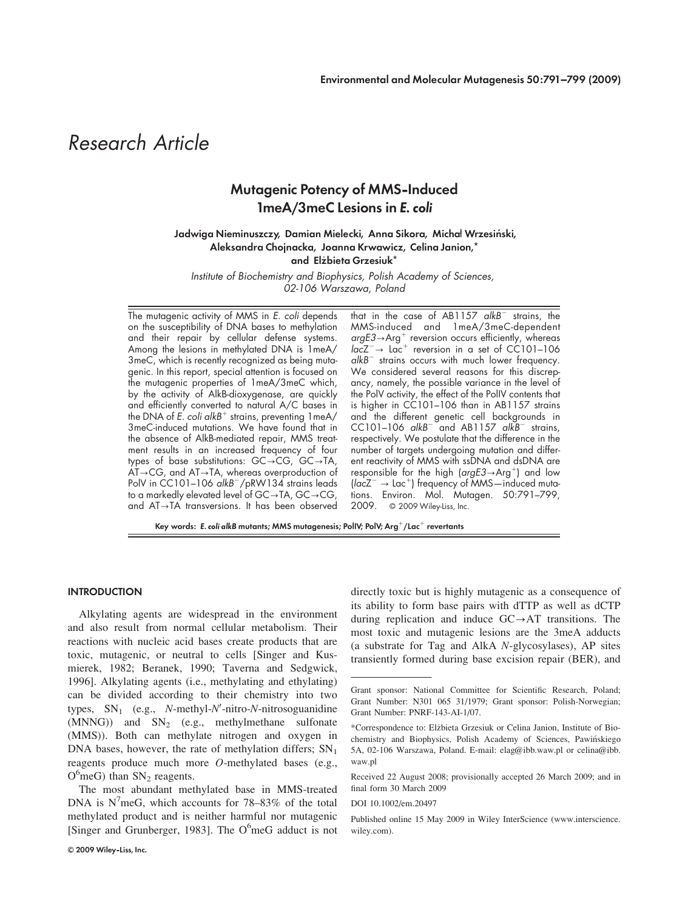# Research Article

## Mutagenic Potency of MMS-Induced 1meA/3meC Lesions in *E. coli*

**Jadwiga Nieminuszczy, Damian Mielecki, Anna Sikora, Michał Wrzesiński, Aleksandra Chojnacka, Joanna Krwawicz, Celina Janion,\* and Elżbieta Grzesiuk\***

*Institute of Biochemistry and Biophysics, Polish Academy of Sciences, 02-106 Warszawa, Poland*

The mutagenic activity of MMS in *E. coli* depends on the susceptibility of DNA bases to methylation and their repair by cellular defense systems. Among the lesions in methylated DNA is 1meA/3meC, which is recently recognized as being mutagenic. In this report, special attention is focused on the mutagenic properties of 1meA/3meC which, by the activity of AlkB-dioxygenase, are quickly and efficiently converted to natural A/C bases in the DNA of *E. coli alkB*$^+$ strains, preventing 1meA/3meC-induced mutations. We have found that in the absence of AlkB-mediated repair, MMS treatment results in an increased frequency of four types of base substitutions: GC→CG, GC→TA, AT→CG, and AT→TA, whereas overproduction of PolV in CC101–106 *alkB*$^-$/pRW134 strains leads to a markedly elevated level of GC→TA, GC→CG, and AT→TA transversions. It has been observed that in the case of AB1157 *alkB*$^-$ strains, the MMS-induced and 1meA/3meC-dependent *argE3*→Arg$^+$ reversion occurs efficiently, whereas *lacZ*$^-$→ Lac$^+$ reversion in a set of CC101–106 *alkB*$^-$ strains occurs with much lower frequency. We considered several reasons for this discrepancy, namely, the possible variance in the level of the PolV activity, the effect of the PolIV contents that is higher in CC101–106 than in AB1157 strains and the different genetic cell backgrounds in CC101–106 *alkB*$^-$ and AB1157 *alkB*$^-$ strains, respectively. We postulate that the difference in the number of targets undergoing mutation and different reactivity of MMS with ssDNA and dsDNA are responsible for the high (*argE3*→Arg$^+$) and low (*lacZ*$^-$ → Lac$^+$) frequency of MMS—induced mutations. Environ. Mol. Mutagen. 50:791–799, 2009. © 2009 Wiley-Liss, Inc.

**Key words:** ***E. coli alkB*** **mutants; MMS mutagenesis; PolIV; PolV; Arg$^+$/Lac$^+$ revertants**

## INTRODUCTION

Alkylating agents are widespread in the environment and also result from normal cellular metabolism. Their reactions with nucleic acid bases create products that are toxic, mutagenic, or neutral to cells [Singer and Kusmierek, 1982; Beranek, 1990; Taverna and Sedgwick, 1996]. Alkylating agents (i.e., methylating and ethylating) can be divided according to their chemistry into two types, $SN_1$ (e.g., *N*-methyl-*N*′-nitro-*N*-nitrosoguanidine (MNNG)) and $SN_2$ (e.g., methylmethane sulfonate (MMS)). Both can methylate nitrogen and oxygen in DNA bases, however, the rate of methylation differs; $SN_1$ reagents produce much more *O*-methylated bases (e.g., $O^6$meG) than $SN_2$ reagents.

The most abundant methylated base in MMS-treated DNA is $N^7$meG, which accounts for 78–83% of the total methylated product and is neither harmful nor mutagenic [Singer and Grunberger, 1983]. The $O^6$meG adduct is not directly toxic but is highly mutagenic as a consequence of its ability to form base pairs with dTTP as well as dCTP during replication and induce GC→AT transitions. The most toxic and mutagenic lesions are the 3meA adducts (a substrate for Tag and AlkA *N*-glycosylases), AP sites transiently formed during base excision repair (BER), and

---

Grant sponsor: National Committee for Scientific Research, Poland; Grant Number: N301 065 31/1979; Grant sponsor: Polish-Norwegian; Grant Number: PNRF-143-AI-1/07.

\*Correspondence to: Elżbieta Grzesiuk or Celina Janion, Institute of Biochemistry and Biophysics, Polish Academy of Sciences, Pawińskiego 5A, 02-106 Warszawa, Poland. E-mail: elag@ibb.waw.pl or celina@ibb.waw.pl

Received 22 August 2008; provisionally accepted 26 March 2009; and in final form 30 March 2009

DOI 10.1002/em.20497

Published online 15 May 2009 in Wiley InterScience (www.interscience.wiley.com).

© 2009 Wiley-Liss, Inc.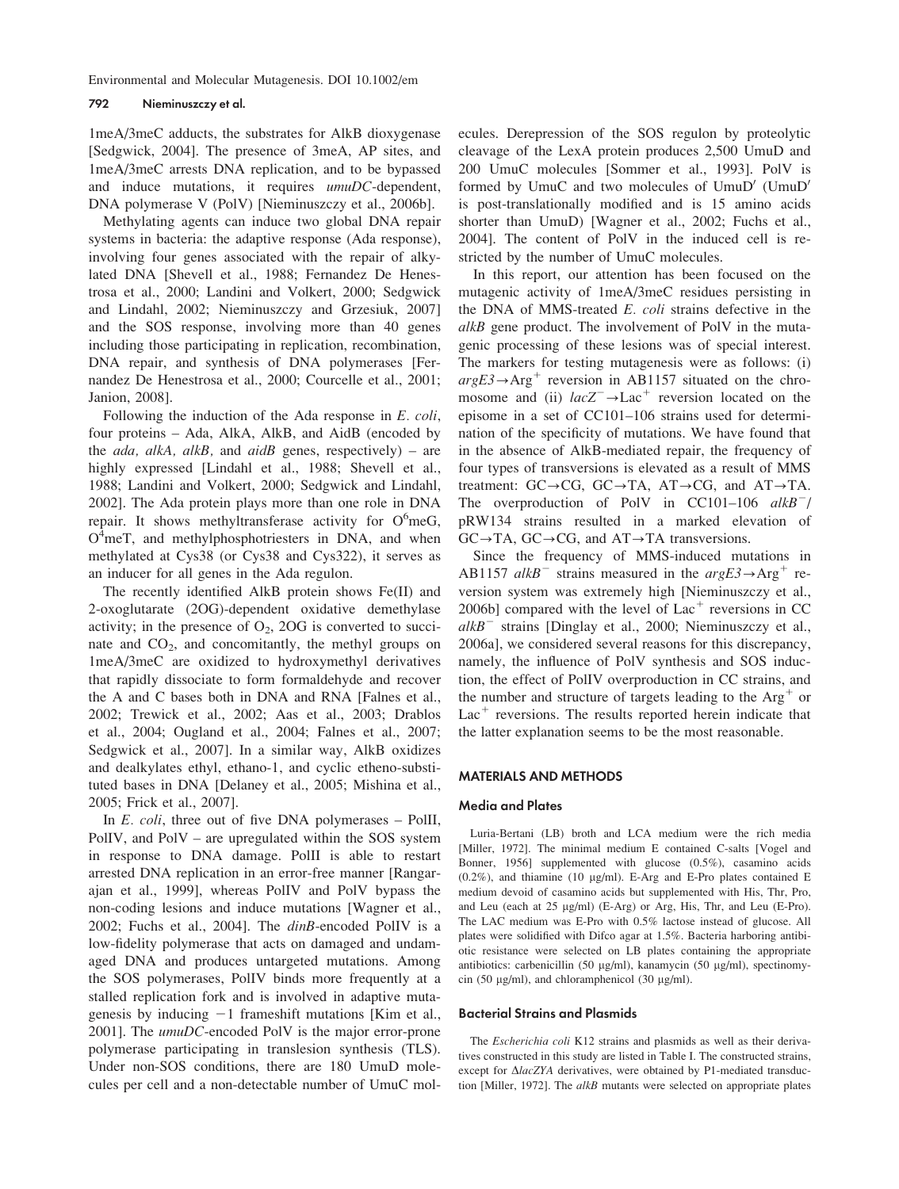1meA/3meC adducts, the substrates for AlkB dioxygenase [Sedgwick, 2004]. The presence of 3meA, AP sites, and 1meA/3meC arrests DNA replication, and to be bypassed and induce mutations, it requires *umuDC*-dependent, DNA polymerase V (PolV) [Nieminuszczy et al., 2006b].

Methylating agents can induce two global DNA repair systems in bacteria: the adaptive response (Ada response), involving four genes associated with the repair of alkylated DNA [Shevell et al., 1988; Fernandez De Henestrosa et al., 2000; Landini and Volkert, 2000; Sedgwick and Lindahl, 2002; Nieminuszczy and Grzesiuk, 2007] and the SOS response, involving more than 40 genes including those participating in replication, recombination, DNA repair, and synthesis of DNA polymerases [Fernandez De Henestrosa et al., 2000; Courcelle et al., 2001; Janion, 2008].

Following the induction of the Ada response in *E. coli*, four proteins – Ada, AlkA, AlkB, and AidB (encoded by the *ada, alkA, alkB,* and *aidB* genes, respectively) – are highly expressed [Lindahl et al., 1988; Shevell et al., 1988; Landini and Volkert, 2000; Sedgwick and Lindahl, 2002]. The Ada protein plays more than one role in DNA repair. It shows methyltransferase activity for $O^6$meG, $O^4$meT, and methylphosphotriesters in DNA, and when methylated at Cys38 (or Cys38 and Cys322), it serves as an inducer for all genes in the Ada regulon.

The recently identified AlkB protein shows Fe(II) and 2-oxoglutarate (2OG)-dependent oxidative demethylase activity; in the presence of $O_2$, 2OG is converted to succinate and $CO_2$, and concomitantly, the methyl groups on 1meA/3meC are oxidized to hydroxymethyl derivatives that rapidly dissociate to form formaldehyde and recover the A and C bases both in DNA and RNA [Falnes et al., 2002; Trewick et al., 2002; Aas et al., 2003; Drablos et al., 2004; Ougland et al., 2004; Falnes et al., 2007; Sedgwick et al., 2007]. In a similar way, AlkB oxidizes and dealkylates ethyl, ethano-1, and cyclic etheno-substituted bases in DNA [Delaney et al., 2005; Mishina et al., 2005; Frick et al., 2007].

In *E. coli*, three out of five DNA polymerases – PolII, PolIV, and PolV – are upregulated within the SOS system in response to DNA damage. PolII is able to restart arrested DNA replication in an error-free manner [Rangarajan et al., 1999], whereas PolIV and PolV bypass the non-coding lesions and induce mutations [Wagner et al., 2002; Fuchs et al., 2004]. The *dinB*-encoded PolIV is a low-fidelity polymerase that acts on damaged and undamaged DNA and produces untargeted mutations. Among the SOS polymerases, PolIV binds more frequently at a stalled replication fork and is involved in adaptive mutagenesis by inducing −1 frameshift mutations [Kim et al., 2001]. The *umuDC*-encoded PolV is the major error-prone polymerase participating in translesion synthesis (TLS). Under non-SOS conditions, there are 180 UmuD molecules per cell and a non-detectable number of UmuC molecules. Derepression of the SOS regulon by proteolytic cleavage of the LexA protein produces 2,500 UmuD and 200 UmuC molecules [Sommer et al., 1993]. PolV is formed by UmuC and two molecules of UmuD′ (UmuD′ is post-translationally modified and is 15 amino acids shorter than UmuD) [Wagner et al., 2002; Fuchs et al., 2004]. The content of PolV in the induced cell is restricted by the number of UmuC molecules.

In this report, our attention has been focused on the mutagenic activity of 1meA/3meC residues persisting in the DNA of MMS-treated *E. coli* strains defective in the *alkB* gene product. The involvement of PolV in the mutagenic processing of these lesions was of special interest. The markers for testing mutagenesis were as follows: (i) $argE3 \rightarrow Arg^+$ reversion in AB1157 situated on the chromosome and (ii) $lacZ^- \rightarrow Lac^+$ reversion located on the episome in a set of CC101–106 strains used for determination of the specificity of mutations. We have found that in the absence of AlkB-mediated repair, the frequency of four types of transversions is elevated as a result of MMS treatment: GC→CG, GC→TA, AT→CG, and AT→TA. The overproduction of PolV in CC101–106 $alkB^-$/pRW134 strains resulted in a marked elevation of GC→TA, GC→CG, and AT→TA transversions.

Since the frequency of MMS-induced mutations in AB1157 $alkB^-$ strains measured in the $argE3 \rightarrow Arg^+$ reversion system was extremely high [Nieminuszczy et al., 2006b] compared with the level of $Lac^+$ reversions in CC $alkB^-$ strains [Dinglay et al., 2000; Nieminuszczy et al., 2006a], we considered several reasons for this discrepancy, namely, the influence of PolV synthesis and SOS induction, the effect of PolIV overproduction in CC strains, and the number and structure of targets leading to the $Arg^+$ or $Lac^+$ reversions. The results reported herein indicate that the latter explanation seems to be the most reasonable.

## MATERIALS AND METHODS

### Media and Plates

Luria-Bertani (LB) broth and LCA medium were the rich media [Miller, 1972]. The minimal medium E contained C-salts [Vogel and Bonner, 1956] supplemented with glucose (0.5%), casamino acids (0.2%), and thiamine (10 μg/ml). E-Arg and E-Pro plates contained E medium devoid of casamino acids but supplemented with His, Thr, Pro, and Leu (each at 25 μg/ml) (E-Arg) or Arg, His, Thr, and Leu (E-Pro). The LAC medium was E-Pro with 0.5% lactose instead of glucose. All plates were solidified with Difco agar at 1.5%. Bacteria harboring antibiotic resistance were selected on LB plates containing the appropriate antibiotics: carbenicillin (50 μg/ml), kanamycin (50 μg/ml), spectinomycin (50 μg/ml), and chloramphenicol (30 μg/ml).

### Bacterial Strains and Plasmids

The *Escherichia coli* K12 strains and plasmids as well as their derivatives constructed in this study are listed in Table I. The constructed strains, except for Δ*lacZYA* derivatives, were obtained by P1-mediated transduction [Miller, 1972]. The *alkB* mutants were selected on appropriate plates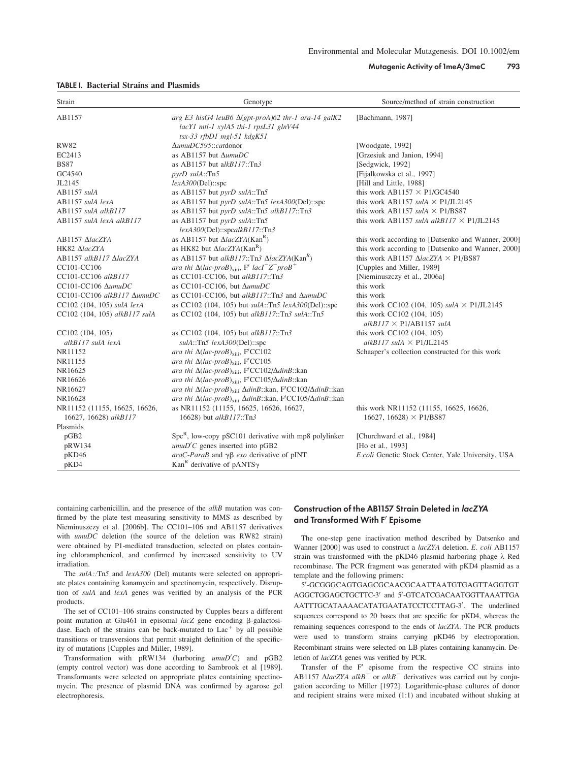**TABLE I. Bacterial Strains and Plasmids**

| Strain | Genotype | Source/method of strain construction |
|---|---|---|
| AB1157 | *arg E3 hisG4 leuB6* Δ(*gpt-proA*)*62 thr-1 ara-14 galK2 lacY1 mtl-1 xylA5 thi-1 rpsL31 glnV44 tsx-33 rfbD1 mgl-51 kdgK51* | [Bachmann, 1987] |
| RW82 | Δ*umuDC595*::*cat*donor | [Woodgate, 1992] |
| EC2413 | as AB1157 but Δ*umuDC* | [Grzesiuk and Janion, 1994] |
| BS87 | as AB1157 but a*lkB117*::Tn*3* | [Sedgwick, 1992] |
| GC4540 | *pyrD sulA*::Tn*5* | [Fijalkowska et al., 1997] |
| JL2145 | *lexA300*(Del)::spc | [Hill and Little, 1988] |
| AB1157 *sulA* | as AB1157 but *pyrD sulA*::Tn*5* | this work AB1157 × P1/GC4540 |
| AB1157 *sulA lexA* | as AB1157 but *pyrD sulA*::Tn*5 lexA300*(Del)::spc | this work AB1157 *sulA* × P1/JL2145 |
| AB1157 *sulA alkB117* | as AB1157 but *pyrD sulA*::Tn*5 alkB117*::Tn*3* | this work AB1157 *sulA* × P1/BS87 |
| AB1157 *sulA lexA alkB117* | as AB1157 but *pyrD sulA*::Tn*5 lexA300*(Del)::spc*alkB117*::Tn*3* | this work AB1157 *sulA alkB117* × P1/JL2145 |
| AB1157 Δ*lacZYA* | as AB1157 but Δ*lacZYA*(Kan$^R$) | this work according to [Datsenko and Wanner, 2000] |
| HK82 Δ*lacZYA* | as HK82 but Δ*lacZYA*(Kan$^R$) | this work according to [Datsenko and Wanner, 2000] |
| AB1157 *alkB117* Δ*lacZYA* | as AB1157 but *alkB117*::Tn*3* Δ*lacZYA*(Kan$^R$) | this work AB1157 Δ*lacZYA* × P1/BS87 |
| CC101-CC106 | *ara* Δ(*lac-proB*)$_{xiii}$, F′ *lacI*$^-$*Z*$^-$*proB*$^+$ | [Cupples and Miller, 1989] |
| CC101-CC106 *alkB117* | as CC101-CC106, but *alkB117*::Tn*3* | [Nieminuszczy et al., 2006a] |
| CC101-CC106 Δ*umuDC* | as CC101-CC106, but Δ*umuDC* | this work |
| CC101-CC106 *alkB117* Δ*umuDC* | as CC101-CC106, but *alkB117*::Tn*3* and Δ*umuDC* | this work |
| CC102 (104, 105) *sulA lexA* | as CC102 (104, 105) but *sulA*::Tn*5 lexA300*(Del)::spc | this work CC102 (104, 105) *sulA* × P1/JL2145 |
| CC102 (104, 105) *alkB117 sulA* | as CC102 (104, 105) but *alkB117*::Tn*3 sulA*::Tn*5* | this work CC102 (104, 105) *alkB117* × P1/AB1157 *sulA* |
| CC102 (104, 105) *alkB117 sulA lexA* | as CC102 (104, 105) but *alkB117*::Tn*3 sulA*::Tn*5 lexA300*(Del)::spc | this work CC102 (104, 105) *alkB117 sulA* × P1/JL2145 |
| NR11152 | *ara thi* Δ(*lac-proB*)$_{xiii}$, F′CC102 | Schaaper's collection constructed for this work |
| NR11155 | *ara thi* Δ(*lac-proB*)$_{xiii}$, F′CC105 | |
| NR16625 | *ara thi* Δ(*lac-proB*)$_{xiii}$, F′CC102/Δ*dinB*::kan | |
| NR16626 | *ara thi* Δ(*lac-proB*)$_{xiii}$, F′CC105/Δ*dinB*::kan | |
| NR16627 | *ara thi* Δ(*lac-proB*)$_{xiii}$ Δ*dinB*::kan, F′CC102/Δ*dinB*::kan | |
| NR16628 | *ara thi* Δ(*lac-proB*)$_{xiii}$ Δ*dinB*::kan, F′CC105/Δ*dinB*::kan | |
| NR11152 (11155, 16625, 16626, 16627, 16628) *alkB117* | as NR11152 (11155, 16625, 16626, 16627, 16628) but *alkB117*::Tn*3* | this work NR11152 (11155, 16625, 16626, 16627, 16628) × P1/BS87 |
| Plasmids | | |
| pGB2 | Spc$^R$, low-copy pSC101 derivative with mp8 polylinker | [Churchward et al., 1984] |
| pRW134 | *umuD*′*C* genes inserted into pGB2 | [Ho et al., 1993] |
| pKD46 | *araC-ParaB* and γβ *exo* derivative of pINT | *E.coli* Genetic Stock Center, Yale University, USA |
| pKD4 | Kan$^R$ derivative of pANTSγ | |

containing carbenicillin, and the presence of the *alkB* mutation was confirmed by the plate test measuring sensitivity to MMS as described by Nieminuszczy et al. [2006b]. The CC101–106 and AB1157 derivatives with *umuDC* deletion (the source of the deletion was RW82 strain) were obtained by P1-mediated transduction, selected on plates containing chloramphenicol, and confirmed by increased sensitivity to UV irradiation.

The *sulA::*Tn*5* and *lexA300* (Del) mutants were selected on appropriate plates containing kanamycin and spectinomycin, respectively. Disruption of *sulA* and *lexA* genes was verified by an analysis of the PCR products.

The set of CC101–106 strains constructed by Cupples bears a different point mutation at Glu461 in episomal *lacZ* gene encoding β-galactosidase. Each of the strains can be back-mutated to Lac$^+$ by all possible transitions or transversions that permit straight definition of the specificity of mutations [Cupples and Miller, 1989].

Transformation with pRW134 (harboring *umuD*′*C*) and pGB2 (empty control vector) was done according to Sambrook et al [1989]. Transformants were selected on appropriate plates containing spectinomycin. The presence of plasmid DNA was confirmed by agarose gel electrophoresis.

## Construction of the AB1157 Strain Deleted in *lacZYA* and Transformed With F′ Episome

The one-step gene inactivation method described by Datsenko and Wanner [2000] was used to construct a *lacZYA* deletion. *E. coli* AB1157 strain was transformed with the pKD46 plasmid harboring phage λ Red recombinase. The PCR fragment was generated with pKD4 plasmid as a template and the following primers:

5′-GCGGGCAGTGAGCGCAACGCAATTAATGTGAGTTAGGTGT AGGCTGGAGCTGCTTC-3′ and 5′-GTCATCGACAATGGTTAAATTGA AATTTGCATAAAACATATGAATATCCTCCTTAG-3′. The underlined sequences correspond to 20 bases that are specific for pKD4, whereas the remaining sequences correspond to the ends of *lacZYA*. The PCR products were used to transform strains carrying pKD46 by electroporation. Recombinant strains were selected on LB plates containing kanamycin. Deletion of *lacZYA* genes was verified by PCR.

Transfer of the F′ episome from the respective CC strains into AB1157 Δ*lacZYA alkB*$^+$ or *alkB*$^-$ derivatives was carried out by conjugation according to Miller [1972]. Logarithmic-phase cultures of donor and recipient strains were mixed (1:1) and incubated without shaking at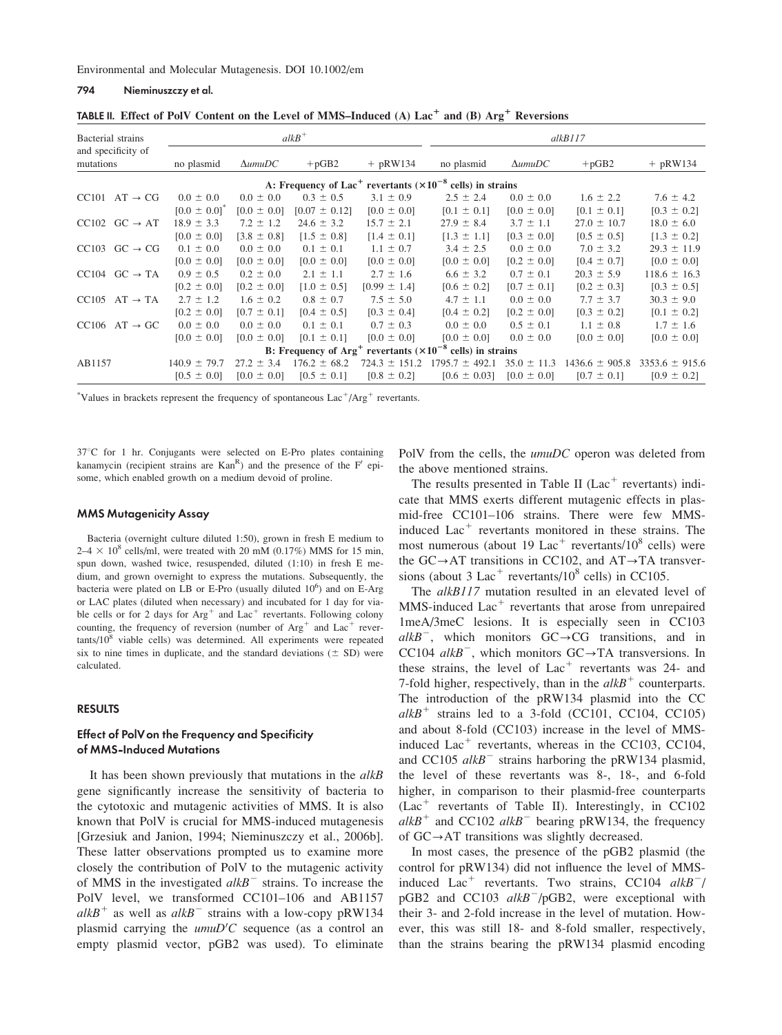**TABLE II. Effect of PolV Content on the Level of MMS–Induced (A) $Lac^+$ and (B) $Arg^+$ Reversions**

| Bacterial strains and specificity of mutations | $alkB^+$ | | | | *alkB117* | | | |
|---|---|---|---|---|---|---|---|---|
| | no plasmid | Δ*umuDC* | +pGB2 | + pRW134 | no plasmid | Δ*umuDC* | +pGB2 | + pRW134 |
| **A: Frequency of $Lac^+$ revertants ($\times 10^{-8}$ cells) in strains** | | | | | | | | |
| CC101 AT → CG | 0.0 ± 0.0 | 0.0 ± 0.0 | 0.3 ± 0.5 | 3.1 ± 0.9 | 2.5 ± 2.4 | 0.0 ± 0.0 | 1.6 ± 2.2 | 7.6 ± 4.2 |
| | [0.0 ± 0.0]* | [0.0 ± 0.0] | [0.07 ± 0.12] | [0.0 ± 0.0] | [0.1 ± 0.1] | [0.0 ± 0.0] | [0.1 ± 0.1] | [0.3 ± 0.2] |
| CC102 GC → AT | 18.9 ± 3.3 | 7.2 ± 1.2 | 24.6 ± 3.2 | 15.7 ± 2.1 | 27.9 ± 8.4 | 3.7 ± 1.1 | 27.0 ± 10.7 | 18.0 ± 6.0 |
| | [0.0 ± 0.0] | [3.8 ± 0.8] | [1.5 ± 0.8] | [1.4 ± 0.1] | [1.3 ± 1.1] | [0.3 ± 0.0] | [0.5 ± 0.5] | [1.3 ± 0.2] |
| CC103 GC → CG | 0.1 ± 0.0 | 0.0 ± 0.0 | 0.1 ± 0.1 | 1.1 ± 0.7 | 3.4 ± 2.5 | 0.0 ± 0.0 | 7.0 ± 3.2 | 29.3 ± 11.9 |
| | [0.0 ± 0.0] | [0.0 ± 0.0] | [0.0 ± 0.0] | [0.0 ± 0.0] | [0.0 ± 0.0] | [0.2 ± 0.0] | [0.4 ± 0.7] | [0.0 ± 0.0] |
| CC104 GC → TA | 0.9 ± 0.5 | 0.2 ± 0.0 | 2.1 ± 1.1 | 2.7 ± 1.6 | 6.6 ± 3.2 | 0.7 ± 0.1 | 20.3 ± 5.9 | 118.6 ± 16.3 |
| | [0.2 ± 0.0] | [0.2 ± 0.0] | [1.0 ± 0.5] | [0.99 ± 1.4] | [0.6 ± 0.2] | [0.7 ± 0.1] | [0.2 ± 0.3] | [0.3 ± 0.5] |
| CC105 AT → TA | 2.7 ± 1.2 | 1.6 ± 0.2 | 0.8 ± 0.7 | 7.5 ± 5.0 | 4.7 ± 1.1 | 0.0 ± 0.0 | 7.7 ± 3.7 | 30.3 ± 9.0 |
| | [0.2 ± 0.0] | [0.7 ± 0.1] | [0.4 ± 0.5] | [0.3 ± 0.4] | [0.4 ± 0.2] | [0.2 ± 0.0] | [0.3 ± 0.2] | [0.1 ± 0.2] |
| CC106 AT → GC | 0.0 ± 0.0 | 0.0 ± 0.0 | 0.1 ± 0.1 | 0.7 ± 0.3 | 0.0 ± 0.0 | 0.5 ± 0.1 | 1.1 ± 0.8 | 1.7 ± 1.6 |
| | [0.0 ± 0.0] | [0.0 ± 0.0] | [0.1 ± 0.1] | [0.0 ± 0.0] | [0.0 ± 0.0] | 0.0 ± 0.0 | [0.0 ± 0.0] | [0.0 ± 0.0] |
| **B: Frequency of $Arg^+$ revertants ($\times 10^{-8}$ cells) in strains** | | | | | | | | |
| AB1157 | 140.9 ± 79.7 | 27.2 ± 3.4 | 176.2 ± 68.2 | 724.3 ± 151.2 | 1795.7 ± 492.1 | 35.0 ± 11.3 | 1436.6 ± 905.8 | 3353.6 ± 915.6 |
| | [0.5 ± 0.0] | [0.0 ± 0.0] | [0.5 ± 0.1] | [0.8 ± 0.2] | [0.6 ± 0.03] | [0.0 ± 0.0] | [0.7 ± 0.1] | [0.9 ± 0.2] |

*Values in brackets represent the frequency of spontaneous $Lac^+$/$Arg^+$ revertants.

37°C for 1 hr. Conjugants were selected on E-Pro plates containing kanamycin (recipient strains are $Kan^R$) and the presence of the F′ episome, which enabled growth on a medium devoid of proline.

### MMS Mutagenicity Assay

Bacteria (overnight culture diluted 1:50), grown in fresh E medium to $2\text{–}4 \times 10^8$ cells/ml, were treated with 20 mM (0.17%) MMS for 15 min, spun down, washed twice, resuspended, diluted (1:10) in fresh E medium, and grown overnight to express the mutations. Subsequently, the bacteria were plated on LB or E-Pro (usually diluted $10^6$) and on E-Arg or LAC plates (diluted when necessary) and incubated for 1 day for viable cells or for 2 days for $Arg^+$ and $Lac^+$ revertants. Following colony counting, the frequency of reversion (number of $Arg^+$ and $Lac^+$ revertants/$10^8$ viable cells) was determined. All experiments were repeated six to nine times in duplicate, and the standard deviations (± SD) were calculated.

## RESULTS

### Effect of PolV on the Frequency and Specificity of MMS-Induced Mutations

It has been shown previously that mutations in the *alkB* gene significantly increase the sensitivity of bacteria to the cytotoxic and mutagenic activities of MMS. It is also known that PolV is crucial for MMS-induced mutagenesis [Grzesiuk and Janion, 1994; Nieminuszczy et al., 2006b]. These latter observations prompted us to examine more closely the contribution of PolV to the mutagenic activity of MMS in the investigated $alkB^-$ strains. To increase the PolV level, we transformed CC101–106 and AB1157 $alkB^+$ as well as $alkB^-$ strains with a low-copy pRW134 plasmid carrying the *umuD′C* sequence (as a control an empty plasmid vector, pGB2 was used). To eliminate PolV from the cells, the *umuDC* operon was deleted from the above mentioned strains.

The results presented in Table II ($Lac^+$ revertants) indicate that MMS exerts different mutagenic effects in plasmid-free CC101–106 strains. There were few MMS-induced $Lac^+$ revertants monitored in these strains. The most numerous (about 19 $Lac^+$ revertants/$10^8$ cells) were the GC→AT transitions in CC102, and AT→TA transversions (about 3 $Lac^+$ revertants/$10^8$ cells) in CC105.

The *alkB117* mutation resulted in an elevated level of MMS-induced $Lac^+$ revertants that arose from unrepaired 1meA/3meC lesions. It is especially seen in CC103 $alkB^-$, which monitors GC→CG transitions, and in CC104 $alkB^-$, which monitors GC→TA transversions. In these strains, the level of $Lac^+$ revertants was 24- and 7-fold higher, respectively, than in the $alkB^+$ counterparts. The introduction of the pRW134 plasmid into the CC $alkB^+$ strains led to a 3-fold (CC101, CC104, CC105) and about 8-fold (CC103) increase in the level of MMS-induced $Lac^+$ revertants, whereas in the CC103, CC104, and CC105 $alkB^-$ strains harboring the pRW134 plasmid, the level of these revertants was 8-, 18-, and 6-fold higher, in comparison to their plasmid-free counterparts ($Lac^+$ revertants of Table II). Interestingly, in CC102 $alkB^+$ and CC102 $alkB^-$ bearing pRW134, the frequency of GC→AT transitions was slightly decreased.

In most cases, the presence of the pGB2 plasmid (the control for pRW134) did not influence the level of MMS-induced $Lac^+$ revertants. Two strains, CC104 $alkB^-$/pGB2 and CC103 $alkB^-$/pGB2, were exceptional with their 3- and 2-fold increase in the level of mutation. However, this was still 18- and 8-fold smaller, respectively, than the strains bearing the pRW134 plasmid encoding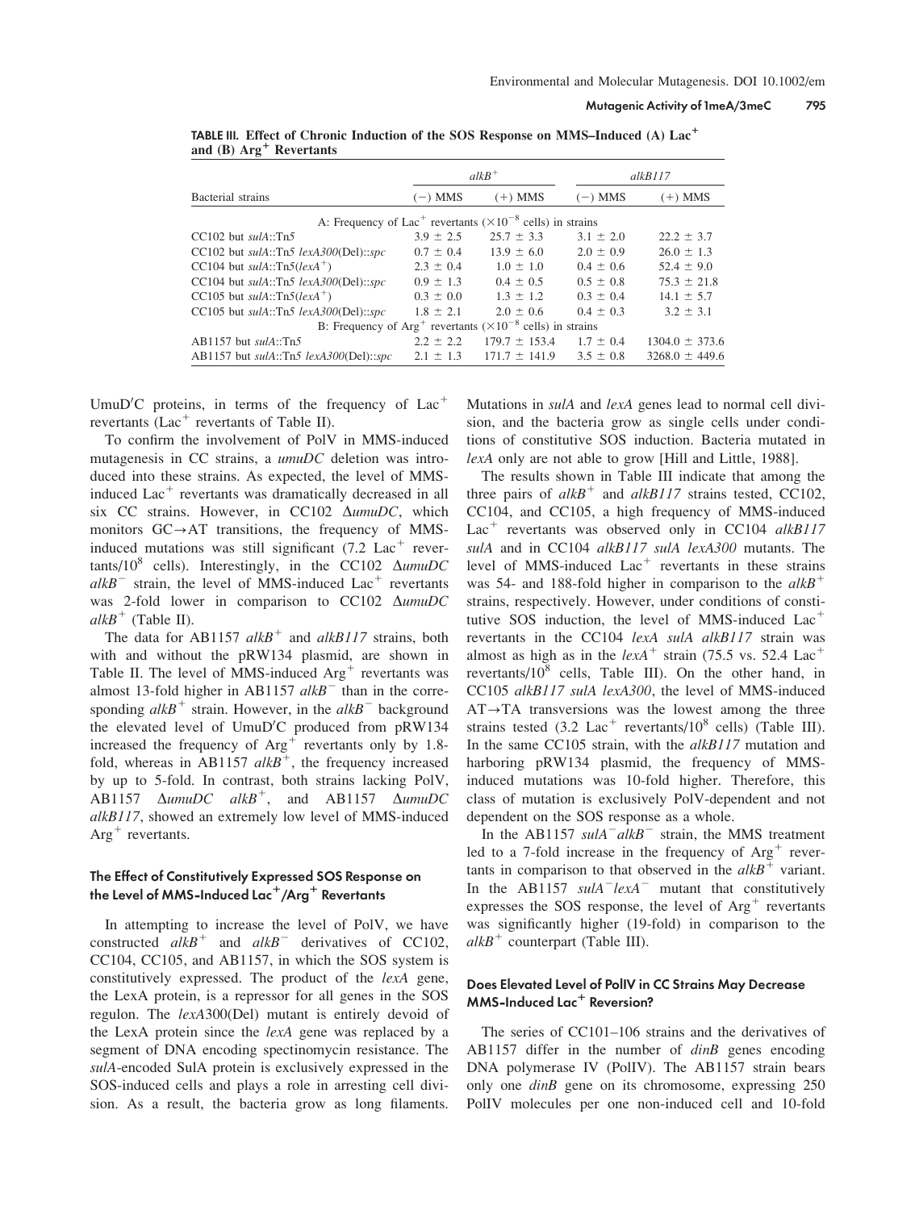**TABLE III. Effect of Chronic Induction of the SOS Response on MMS–Induced (A) Lac$^+$ and (B) Arg$^+$ Revertants**

| Bacterial strains | *alkB*$^+$ | | *alkB117* | |
|---|---|---|---|---|
| | (−) MMS | (+) MMS | (−) MMS | (+) MMS |
| A: Frequency of Lac$^+$ revertants ($\times 10^{-8}$ cells) in strains | | | | |
| CC102 but *sulA*::Tn*5* | 3.9 ± 2.5 | 25.7 ± 3.3 | 3.1 ± 2.0 | 22.2 ± 3.7 |
| CC102 but *sulA*::Tn*5 lexA300*(Del)::*spc* | 0.7 ± 0.4 | 13.9 ± 6.0 | 2.0 ± 0.9 | 26.0 ± 1.3 |
| CC104 but *sulA*::Tn*5*(*lexA*$^+$) | 2.3 ± 0.4 | 1.0 ± 1.0 | 0.4 ± 0.6 | 52.4 ± 9.0 |
| CC104 but *sulA*::Tn*5 lexA300*(Del)::*spc* | 0.9 ± 1.3 | 0.4 ± 0.5 | 0.5 ± 0.8 | 75.3 ± 21.8 |
| CC105 but *sulA*::Tn*5*(*lexA*$^+$) | 0.3 ± 0.0 | 1.3 ± 1.2 | 0.3 ± 0.4 | 14.1 ± 5.7 |
| CC105 but *sulA*::Tn*5 lexA300*(Del)::*spc* | 1.8 ± 2.1 | 2.0 ± 0.6 | 0.4 ± 0.3 | 3.2 ± 3.1 |
| B: Frequency of Arg$^+$ revertants ($\times 10^{-8}$ cells) in strains | | | | |
| AB1157 but *sulA*::Tn*5* | 2.2 ± 2.2 | 179.7 ± 153.4 | 1.7 ± 0.4 | 1304.0 ± 373.6 |
| AB1157 but *sulA*::Tn*5 lexA300*(Del)::*spc* | 2.1 ± 1.3 | 171.7 ± 141.9 | 3.5 ± 0.8 | 3268.0 ± 449.6 |

UmuD′C proteins, in terms of the frequency of Lac$^+$ revertants (Lac$^+$ revertants of Table II).

To confirm the involvement of PolV in MMS-induced mutagenesis in CC strains, a *umuDC* deletion was introduced into these strains. As expected, the level of MMS-induced Lac$^+$ revertants was dramatically decreased in all six CC strains. However, in CC102 Δ*umuDC*, which monitors GC→AT transitions, the frequency of MMS-induced mutations was still significant (7.2 Lac$^+$ revertants/$10^8$ cells). Interestingly, in the CC102 Δ*umuDC alkB*$^-$ strain, the level of MMS-induced Lac$^+$ revertants was 2-fold lower in comparison to CC102 Δ*umuDC alkB*$^+$ (Table II).

The data for AB1157 *alkB*$^+$ and *alkB117* strains, both with and without the pRW134 plasmid, are shown in Table II. The level of MMS-induced Arg$^+$ revertants was almost 13-fold higher in AB1157 *alkB*$^-$ than in the corresponding *alkB*$^+$ strain. However, in the *alkB*$^-$ background the elevated level of UmuD′C produced from pRW134 increased the frequency of Arg$^+$ revertants only by 1.8-fold, whereas in AB1157 *alkB*$^+$, the frequency increased by up to 5-fold. In contrast, both strains lacking PolV, AB1157 Δ*umuDC alkB*$^+$, and AB1157 Δ*umuDC alkB117*, showed an extremely low level of MMS-induced Arg$^+$ revertants.

### The Effect of Constitutively Expressed SOS Response on the Level of MMS-Induced Lac$^+$/Arg$^+$ Revertants

In attempting to increase the level of PolV, we have constructed *alkB*$^+$ and *alkB*$^-$ derivatives of CC102, CC104, CC105, and AB1157, in which the SOS system is constitutively expressed. The product of the *lexA* gene, the LexA protein, is a repressor for all genes in the SOS regulon. The *lexA*300(Del) mutant is entirely devoid of the LexA protein since the *lexA* gene was replaced by a segment of DNA encoding spectinomycin resistance. The *sulA*-encoded SulA protein is exclusively expressed in the SOS-induced cells and plays a role in arresting cell division. As a result, the bacteria grow as long filaments. Mutations in *sulA* and *lexA* genes lead to normal cell division, and the bacteria grow as single cells under conditions of constitutive SOS induction. Bacteria mutated in *lexA* only are not able to grow [Hill and Little, 1988].

The results shown in Table III indicate that among the three pairs of *alkB*$^+$ and *alkB117* strains tested, CC102, CC104, and CC105, a high frequency of MMS-induced Lac$^+$ revertants was observed only in CC104 *alkB117 sulA* and in CC104 *alkB117 sulA lexA300* mutants. The level of MMS-induced Lac$^+$ revertants in these strains was 54- and 188-fold higher in comparison to the *alkB*$^+$ strains, respectively. However, under conditions of constitutive SOS induction, the level of MMS-induced Lac$^+$ revertants in the CC104 *lexA sulA alkB117* strain was almost as high as in the *lexA*$^+$ strain (75.5 vs. 52.4 Lac$^+$ revertants/$10^8$ cells, Table III). On the other hand, in CC105 *alkB117 sulA lexA300*, the level of MMS-induced AT→TA transversions was the lowest among the three strains tested (3.2 Lac$^+$ revertants/$10^8$ cells) (Table III). In the same CC105 strain, with the *alkB117* mutation and harboring pRW134 plasmid, the frequency of MMS-induced mutations was 10-fold higher. Therefore, this class of mutation is exclusively PolV-dependent and not dependent on the SOS response as a whole.

In the AB1157 *sulA*$^-$*alkB*$^-$ strain, the MMS treatment led to a 7-fold increase in the frequency of Arg$^+$ revertants in comparison to that observed in the *alkB*$^+$ variant. In the AB1157 *sulA*$^-$*lexA*$^-$ mutant that constitutively expresses the SOS response, the level of Arg$^+$ revertants was significantly higher (19-fold) in comparison to the *alkB*$^+$ counterpart (Table III).

### Does Elevated Level of PolIV in CC Strains May Decrease MMS-Induced Lac$^+$ Reversion?

The series of CC101–106 strains and the derivatives of AB1157 differ in the number of *dinB* genes encoding DNA polymerase IV (PolIV). The AB1157 strain bears only one *dinB* gene on its chromosome, expressing 250 PolIV molecules per one non-induced cell and 10-fold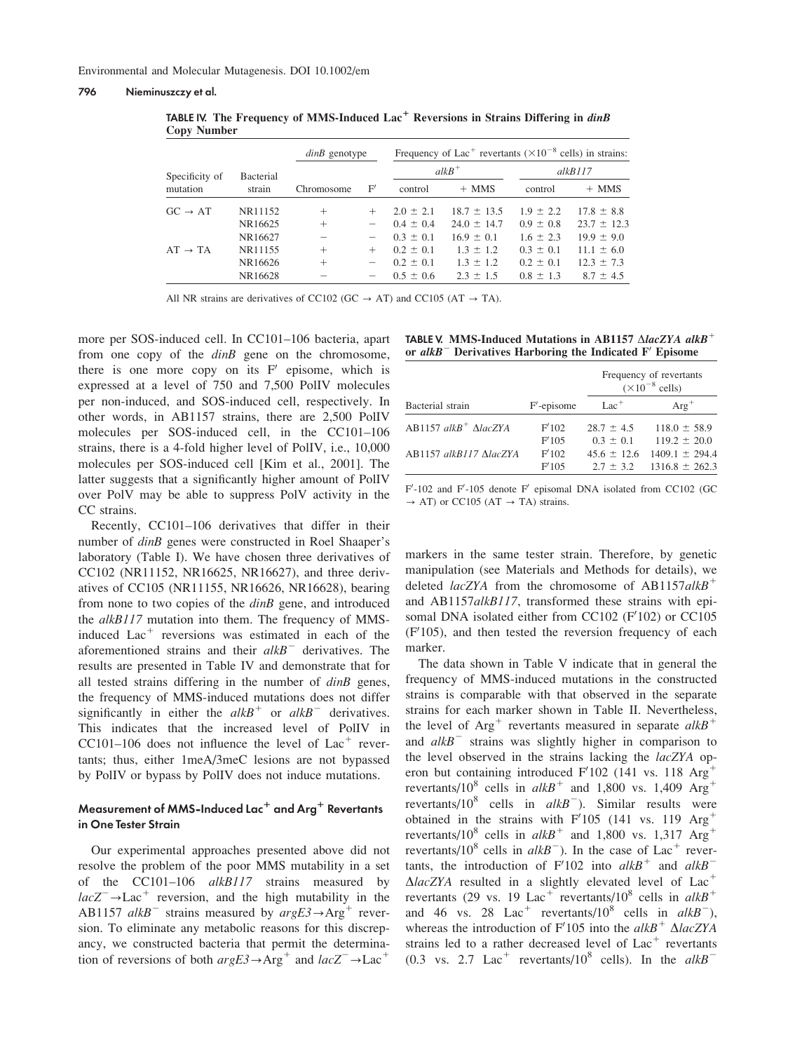**TABLE IV. The Frequency of MMS-Induced $Lac^+$ Reversions in Strains Differing in *dinB* Copy Number**

| Specificity of mutation | Bacterial strain | *dinB* genotype | | Frequency of $Lac^+$ revertants ($\times 10^{-8}$ cells) in strains: | | | |
|---|---|---|---|---|---|---|---|
| | | | | $alkB^+$ | | *alkB117* | |
| | | Chromosome | F′ | control | + MMS | control | + MMS |
| GC → AT | NR11152 | + | + | 2.0 ± 2.1 | 18.7 ± 13.5 | 1.9 ± 2.2 | 17.8 ± 8.8 |
| | NR16625 | + | − | 0.4 ± 0.4 | 24.0 ± 14.7 | 0.9 ± 0.8 | 23.7 ± 12.3 |
| | NR16627 | − | − | 0.3 ± 0.1 | 16.9 ± 0.1 | 1.6 ± 2.3 | 19.9 ± 9.0 |
| AT → TA | NR11155 | + | + | 0.2 ± 0.1 | 1.3 ± 1.2 | 0.3 ± 0.1 | 11.1 ± 6.0 |
| | NR16626 | + | − | 0.2 ± 0.1 | 1.3 ± 1.2 | 0.2 ± 0.1 | 12.3 ± 7.3 |
| | NR16628 | − | − | 0.5 ± 0.6 | 2.3 ± 1.5 | 0.8 ± 1.3 | 8.7 ± 4.5 |

All NR strains are derivatives of CC102 (GC → AT) and CC105 (AT → TA).

more per SOS-induced cell. In CC101–106 bacteria, apart from one copy of the *dinB* gene on the chromosome, there is one more copy on its F′ episome, which is expressed at a level of 750 and 7,500 PolIV molecules per non-induced, and SOS-induced cell, respectively. In other words, in AB1157 strains, there are 2,500 PolIV molecules per SOS-induced cell, in the CC101–106 strains, there is a 4-fold higher level of PolIV, i.e., 10,000 molecules per SOS-induced cell [Kim et al., 2001]. The latter suggests that a significantly higher amount of PolIV over PolV may be able to suppress PolV activity in the CC strains.

Recently, CC101–106 derivatives that differ in their number of *dinB* genes were constructed in Roel Shaaper's laboratory (Table I). We have chosen three derivatives of CC102 (NR11152, NR16625, NR16627), and three derivatives of CC105 (NR11155, NR16626, NR16628), bearing from none to two copies of the *dinB* gene, and introduced the *alkB117* mutation into them. The frequency of MMS-induced $Lac^+$ reversions was estimated in each of the aforementioned strains and their $alkB^-$ derivatives. The results are presented in Table IV and demonstrate that for all tested strains differing in the number of *dinB* genes, the frequency of MMS-induced mutations does not differ significantly in either the $alkB^+$ or $alkB^-$ derivatives. This indicates that the increased level of PolIV in CC101–106 does not influence the level of $Lac^+$ revertants; thus, either 1meA/3meC lesions are not bypassed by PolIV or bypass by PolIV does not induce mutations.

## Measurement of MMS-Induced $Lac^+$ and $Arg^+$ Revertants in One Tester Strain

Our experimental approaches presented above did not resolve the problem of the poor MMS mutability in a set of the CC101–106 *alkB117* strains measured by $lacZ^- \rightarrow Lac^+$ reversion, and the high mutability in the AB1157 $alkB^-$ strains measured by $argE3 \rightarrow Arg^+$ reversion. To eliminate any metabolic reasons for this discrepancy, we constructed bacteria that permit the determination of reversions of both $argE3 \rightarrow Arg^+$ and $lacZ^- \rightarrow Lac^+$ markers in the same tester strain. Therefore, by genetic manipulation (see Materials and Methods for details), we deleted *lacZYA* from the chromosome of AB1157*alkB*$^+$ and AB1157*alkB117*, transformed these strains with episomal DNA isolated either from CC102 (F′102) or CC105 (F′105), and then tested the reversion frequency of each marker.

**TABLE V. MMS-Induced Mutations in AB1157 Δ*lacZYA* $alkB^+$ or $alkB^-$ Derivatives Harboring the Indicated F′ Episome**

| Bacterial strain | F′-episome | Frequency of revertants ($\times 10^{-8}$ cells) | |
|---|---|---|---|
| | | $Lac^+$ | $Arg^+$ |
| AB1157 $alkB^+$ Δ*lacZYA* | F′102 | 28.7 ± 4.5 | 118.0 ± 58.9 |
| | F′105 | 0.3 ± 0.1 | 119.2 ± 20.0 |
| AB1157 *alkB117* Δ*lacZYA* | F′102 | 45.6 ± 12.6 | 1409.1 ± 294.4 |
| | F′105 | 2.7 ± 3.2 | 1316.8 ± 262.3 |

F′-102 and F′-105 denote F′ episomal DNA isolated from CC102 (GC → AT) or CC105 (AT → TA) strains.

The data shown in Table V indicate that in general the frequency of MMS-induced mutations in the constructed strains is comparable with that observed in the separate strains for each marker shown in Table II. Nevertheless, the level of $Arg^+$ revertants measured in separate $alkB^+$ and $alkB^-$ strains was slightly higher in comparison to the level observed in the strains lacking the *lacZYA* operon but containing introduced F′102 (141 vs. 118 $Arg^+$ revertants/$10^8$ cells in $alkB^+$ and 1,800 vs. 1,409 $Arg^+$ revertants/$10^8$ cells in $alkB^-$). Similar results were obtained in the strains with F′105 (141 vs. 119 $Arg^+$ revertants/$10^8$ cells in $alkB^+$ and 1,800 vs. 1,317 $Arg^+$ revertants/$10^8$ cells in $alkB^-$). In the case of $Lac^+$ revertants, the introduction of F′102 into $alkB^+$ and $alkB^-$ Δ*lacZYA* resulted in a slightly elevated level of $Lac^+$ revertants (29 vs. 19 $Lac^+$ revertants/$10^8$ cells in $alkB^+$ and 46 vs. 28 $Lac^+$ revertants/$10^8$ cells in $alkB^-$), whereas the introduction of F′105 into the $alkB^+$ Δ*lacZYA* strains led to a rather decreased level of $Lac^+$ revertants (0.3 vs. 2.7 $Lac^+$ revertants/$10^8$ cells). In the $alkB^-$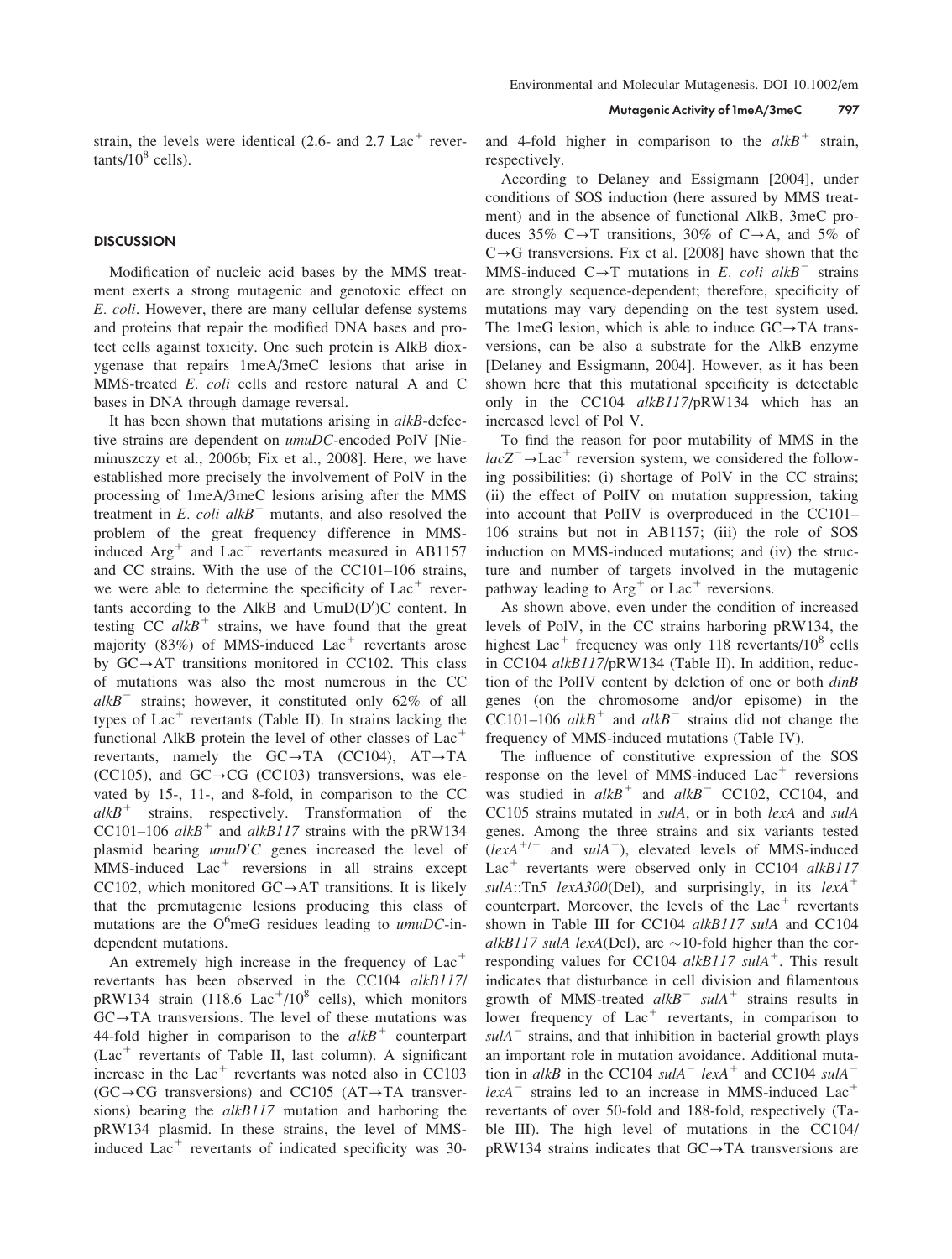strain, the levels were identical (2.6- and 2.7 $Lac^+$ revertants/$10^8$ cells).

## DISCUSSION

Modification of nucleic acid bases by the MMS treatment exerts a strong mutagenic and genotoxic effect on *E. coli*. However, there are many cellular defense systems and proteins that repair the modified DNA bases and protect cells against toxicity. One such protein is AlkB dioxygenase that repairs 1meA/3meC lesions that arise in MMS-treated *E. coli* cells and restore natural A and C bases in DNA through damage reversal.

It has been shown that mutations arising in *alkB*-defective strains are dependent on *umuDC*-encoded PolV [Nieminuszczy et al., 2006b; Fix et al., 2008]. Here, we have established more precisely the involvement of PolV in the processing of 1meA/3meC lesions arising after the MMS treatment in *E. coli* $alkB^-$ mutants, and also resolved the problem of the great frequency difference in MMS-induced $Arg^+$ and $Lac^+$ revertants measured in AB1157 and CC strains. With the use of the CC101–106 strains, we were able to determine the specificity of $Lac^+$ revertants according to the AlkB and UmuD(D′)C content. In testing CC $alkB^+$ strains, we have found that the great majority (83%) of MMS-induced $Lac^+$ revertants arose by GC→AT transitions monitored in CC102. This class of mutations was also the most numerous in the CC $alkB^-$ strains; however, it constituted only 62% of all types of $Lac^+$ revertants (Table II). In strains lacking the functional AlkB protein the level of other classes of $Lac^+$ revertants, namely the GC→TA (CC104), AT→TA (CC105), and GC→CG (CC103) transversions, was elevated by 15-, 11-, and 8-fold, in comparison to the CC $alkB^+$ strains, respectively. Transformation of the CC101–106 $alkB^+$ and *alkB117* strains with the pRW134 plasmid bearing *umuD′C* genes increased the level of MMS-induced $Lac^+$ reversions in all strains except CC102, which monitored GC→AT transitions. It is likely that the premutagenic lesions producing this class of mutations are the $O^6$meG residues leading to *umuDC*-independent mutations.

An extremely high increase in the frequency of $Lac^+$ revertants has been observed in the CC104 *alkB117*/pRW134 strain (118.6 $Lac^+$/$10^8$ cells), which monitors GC→TA transversions. The level of these mutations was 44-fold higher in comparison to the $alkB^+$ counterpart ($Lac^+$ revertants of Table II, last column). A significant increase in the $Lac^+$ revertants was noted also in CC103 (GC→CG transversions) and CC105 (AT→TA transversions) bearing the *alkB117* mutation and harboring the pRW134 plasmid. In these strains, the level of MMS-induced $Lac^+$ revertants of indicated specificity was 30- and 4-fold higher in comparison to the $alkB^+$ strain, respectively.

According to Delaney and Essigmann [2004], under conditions of SOS induction (here assured by MMS treatment) and in the absence of functional AlkB, 3meC produces 35% C→T transitions, 30% of C→A, and 5% of C→G transversions. Fix et al. [2008] have shown that the MMS-induced C→T mutations in *E. coli* $alkB^-$ strains are strongly sequence-dependent; therefore, specificity of mutations may vary depending on the test system used. The 1meG lesion, which is able to induce GC→TA transversions, can be also a substrate for the AlkB enzyme [Delaney and Essigmann, 2004]. However, as it has been shown here that this mutational specificity is detectable only in the CC104 *alkB117*/pRW134 which has an increased level of Pol V.

To find the reason for poor mutability of MMS in the $lacZ^-$→$Lac^+$ reversion system, we considered the following possibilities: (i) shortage of PolV in the CC strains; (ii) the effect of PolIV on mutation suppression, taking into account that PolIV is overproduced in the CC101–106 strains but not in AB1157; (iii) the role of SOS induction on MMS-induced mutations; and (iv) the structure and number of targets involved in the mutagenic pathway leading to $Arg^+$ or $Lac^+$ reversions.

As shown above, even under the condition of increased levels of PolV, in the CC strains harboring pRW134, the highest $Lac^+$ frequency was only 118 revertants/$10^8$ cells in CC104 *alkB117*/pRW134 (Table II). In addition, reduction of the PolIV content by deletion of one or both *dinB* genes (on the chromosome and/or episome) in the CC101–106 $alkB^+$ and $alkB^-$ strains did not change the frequency of MMS-induced mutations (Table IV).

The influence of constitutive expression of the SOS response on the level of MMS-induced $Lac^+$ reversions was studied in $alkB^+$ and $alkB^-$ CC102, CC104, and CC105 strains mutated in *sulA*, or in both *lexA* and *sulA* genes. Among the three strains and six variants tested ($lexA^{+/-}$ and $sulA^-$), elevated levels of MMS-induced $Lac^+$ revertants were observed only in CC104 *alkB117 sulA*::Tn5 *lexA300*(Del), and surprisingly, in its $lexA^+$ counterpart. Moreover, the levels of the $Lac^+$ revertants shown in Table III for CC104 *alkB117 sulA* and CC104 *alkB117 sulA lexA*(Del), are ~10-fold higher than the corresponding values for CC104 *alkB117* $sulA^+$. This result indicates that disturbance in cell division and filamentous growth of MMS-treated $alkB^-$ $sulA^+$ strains results in lower frequency of $Lac^+$ revertants, in comparison to $sulA^-$ strains, and that inhibition in bacterial growth plays an important role in mutation avoidance. Additional mutation in *alkB* in the CC104 $sulA^-$ $lexA^+$ and CC104 $sulA^-$ $lexA^-$ strains led to an increase in MMS-induced $Lac^+$ revertants of over 50-fold and 188-fold, respectively (Table III). The high level of mutations in the CC104/pRW134 strains indicates that GC→TA transversions are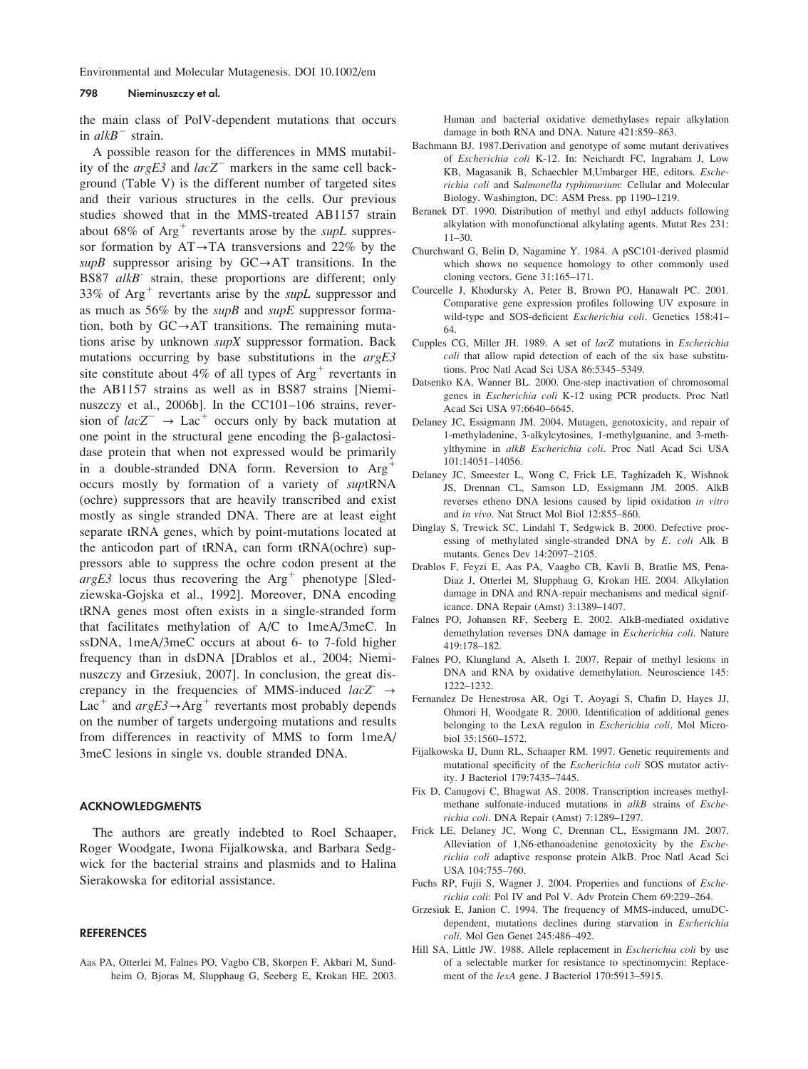the main class of PolV-dependent mutations that occurs in *alkB*$^{-}$ strain.

A possible reason for the differences in MMS mutability of the *argE3* and *lacZ*$^{-}$ markers in the same cell background (Table V) is the different number of targeted sites and their various structures in the cells. Our previous studies showed that in the MMS-treated AB1157 strain about 68% of Arg$^{+}$ revertants arose by the *supL* suppressor formation by AT→TA transversions and 22% by the *supB* suppressor arising by GC→AT transitions. In the BS87 *alkB*$^{-}$ strain, these proportions are different; only 33% of Arg$^{+}$ revertants arise by the *supL* suppressor and as much as 56% by the *supB* and *supE* suppressor formation, both by GC→AT transitions. The remaining mutations arise by unknown *supX* suppressor formation. Back mutations occurring by base substitutions in the *argE3* site constitute about 4% of all types of Arg$^{+}$ revertants in the AB1157 strains as well as in BS87 strains [Nieminuszczy et al., 2006b]. In the CC101–106 strains, reversion of *lacZ*$^{-}$ → Lac$^{+}$ occurs only by back mutation at one point in the structural gene encoding the β-galactosidase protein that when not expressed would be primarily in a double-stranded DNA form. Reversion to Arg$^{+}$ occurs mostly by formation of a variety of *sup*tRNA (ochre) suppressors that are heavily transcribed and exist mostly as single stranded DNA. There are at least eight separate tRNA genes, which by point-mutations located at the anticodon part of tRNA, can form tRNA(ochre) suppressors able to suppress the ochre codon present at the *argE3* locus thus recovering the Arg$^{+}$ phenotype [Sledziewska-Gojska et al., 1992]. Moreover, DNA encoding tRNA genes most often exists in a single-stranded form that facilitates methylation of A/C to 1meA/3meC. In ssDNA, 1meA/3meC occurs at about 6- to 7-fold higher frequency than in dsDNA [Drablos et al., 2004; Nieminuszczy and Grzesiuk, 2007]. In conclusion, the great discrepancy in the frequencies of MMS-induced *lacZ*$^{-}$ → Lac$^{+}$ and *argE3*→Arg$^{+}$ revertants most probably depends on the number of targets undergoing mutations and results from differences in reactivity of MMS to form 1meA/3meC lesions in single vs. double stranded DNA.

## ACKNOWLEDGMENTS

The authors are greatly indebted to Roel Schaaper, Roger Woodgate, Iwona Fijalkowska, and Barbara Sedgwick for the bacterial strains and plasmids and to Halina Sierakowska for editorial assistance.

## REFERENCES

Aas PA, Otterlei M, Falnes PO, Vagbo CB, Skorpen F, Akbari M, Sundheim O, Bjoras M, Slupphaug G, Seeberg E, Krokan HE. 2003. Human and bacterial oxidative demethylases repair alkylation damage in both RNA and DNA. Nature 421:859–863.

Bachmann BJ. 1987.Derivation and genotype of some mutant derivatives of *Escherichia coli* K-12. In: Neichardt FC, Ingraham J, Low KB, Magasanik B, Schaechler M,Umbarger HE, editors. *Escherichia coli* and *Salmonella typhimurium*: Cellular and Molecular Biology. Washington, DC: ASM Press. pp 1190–1219.

Beranek DT. 1990. Distribution of methyl and ethyl adducts following alkylation with monofunctional alkylating agents. Mutat Res 231: 11–30.

Churchward G, Belin D, Nagamine Y. 1984. A pSC101-derived plasmid which shows no sequence homology to other commonly used cloning vectors. Gene 31:165–171.

Courcelle J, Khodursky A, Peter B, Brown PO, Hanawalt PC. 2001. Comparative gene expression profiles following UV exposure in wild-type and SOS-deficient *Escherichia coli*. Genetics 158:41–64.

Cupples CG, Miller JH. 1989. A set of *lacZ* mutations in *Escherichia coli* that allow rapid detection of each of the six base substitutions. Proc Natl Acad Sci USA 86:5345–5349.

Datsenko KA, Wanner BL. 2000. One-step inactivation of chromosomal genes in *Escherichia coli* K-12 using PCR products. Proc Natl Acad Sci USA 97:6640–6645.

Delaney JC, Essigmann JM. 2004. Mutagen, genotoxicity, and repair of 1-methyladenine, 3-alkylcytosines, 1-methylguanine, and 3-methylthymine in *alkB Escherichia coli*. Proc Natl Acad Sci USA 101:14051–14056.

Delaney JC, Smeester L, Wong C, Frick LE, Taghizadeh K, Wishnok JS, Drennan CL, Samson LD, Essigmann JM. 2005. AlkB reverses etheno DNA lesions caused by lipid oxidation *in vitro* and *in vivo*. Nat Struct Mol Biol 12:855–860.

Dinglay S, Trewick SC, Lindahl T, Sedgwick B. 2000. Defective processing of methylated single-stranded DNA by *E. coli* Alk B mutants. Genes Dev 14:2097–2105.

Drablos F, Feyzi E, Aas PA, Vaagbo CB, Kavli B, Bratlie MS, Pena-Diaz J, Otterlei M, Slupphaug G, Krokan HE. 2004. Alkylation damage in DNA and RNA-repair mechanisms and medical significance. DNA Repair (Amst) 3:1389–1407.

Falnes PO, Johansen RF, Seeberg E. 2002. AlkB-mediated oxidative demethylation reverses DNA damage in *Escherichia coli*. Nature 419:178–182.

Falnes PO, Klungland A, Alseth I. 2007. Repair of methyl lesions in DNA and RNA by oxidative demethylation. Neuroscience 145: 1222–1232.

Fernandez De Henestrosa AR, Ogi T, Aoyagi S, Chafin D, Hayes JJ, Ohmori H, Woodgate R. 2000. Identification of additional genes belonging to the LexA regulon in *Escherichia coli*. Mol Microbiol 35:1560–1572.

Fijalkowska IJ, Dunn RL, Schaaper RM. 1997. Genetic requirements and mutational specificity of the *Escherichia coli* SOS mutator activity. J Bacteriol 179:7435–7445.

Fix D, Canugovi C, Bhagwat AS. 2008. Transcription increases methylmethane sulfonate-induced mutations in *alkB* strains of *Escherichia coli*. DNA Repair (Amst) 7:1289–1297.

Frick LE, Delaney JC, Wong C, Drennan CL, Essigmann JM. 2007. Alleviation of 1,N6-ethanoadenine genotoxicity by the *Escherichia coli* adaptive response protein AlkB. Proc Natl Acad Sci USA 104:755–760.

Fuchs RP, Fujii S, Wagner J. 2004. Properties and functions of *Escherichia coli*: Pol IV and Pol V. Adv Protein Chem 69:229–264.

Grzesiuk E, Janion C. 1994. The frequency of MMS-induced, umuDC-dependent, mutations declines during starvation in *Escherichia coli*. Mol Gen Genet 245:486–492.

Hill SA, Little JW. 1988. Allele replacement in *Escherichia coli* by use of a selectable marker for resistance to spectinomycin: Replacement of the *lexA* gene. J Bacteriol 170:5913–5915.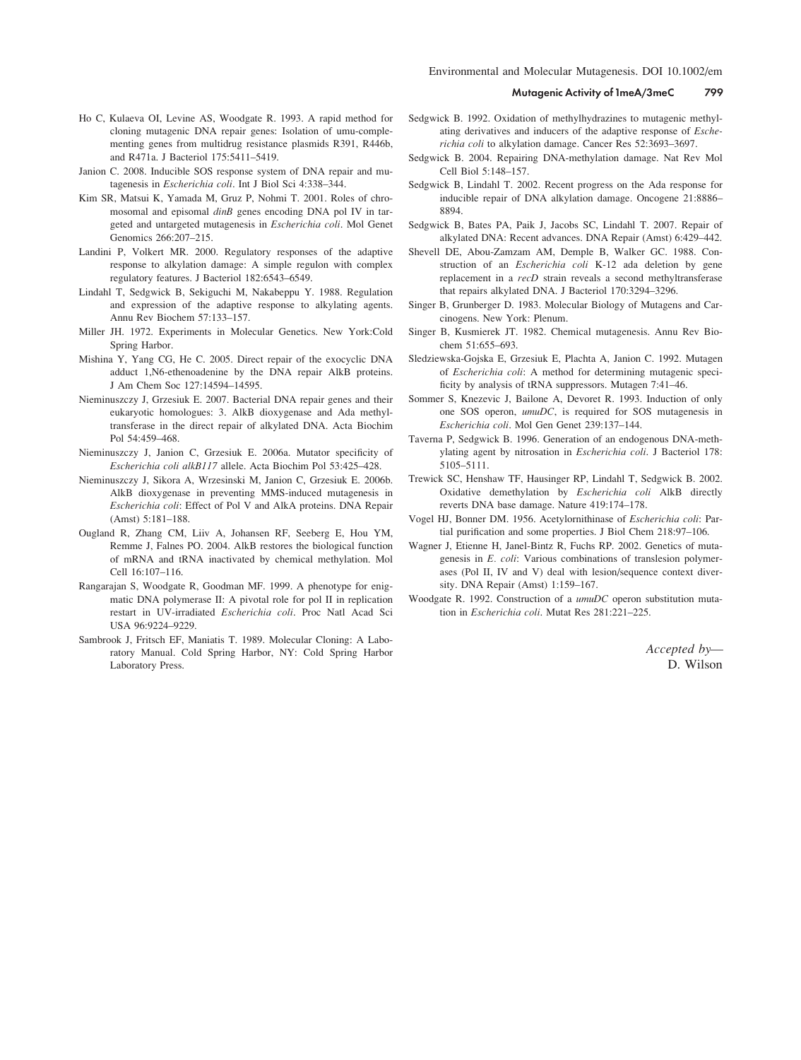Ho C, Kulaeva OI, Levine AS, Woodgate R. 1993. A rapid method for cloning mutagenic DNA repair genes: Isolation of umu-complementing genes from multidrug resistance plasmids R391, R446b, and R471a. J Bacteriol 175:5411–5419.

Janion C. 2008. Inducible SOS response system of DNA repair and mutagenesis in *Escherichia coli*. Int J Biol Sci 4:338–344.

Kim SR, Matsui K, Yamada M, Gruz P, Nohmi T. 2001. Roles of chromosomal and episomal *dinB* genes encoding DNA pol IV in targeted and untargeted mutagenesis in *Escherichia coli*. Mol Genet Genomics 266:207–215.

Landini P, Volkert MR. 2000. Regulatory responses of the adaptive response to alkylation damage: A simple regulon with complex regulatory features. J Bacteriol 182:6543–6549.

Lindahl T, Sedgwick B, Sekiguchi M, Nakabeppu Y. 1988. Regulation and expression of the adaptive response to alkylating agents. Annu Rev Biochem 57:133–157.

Miller JH. 1972. Experiments in Molecular Genetics. New York:Cold Spring Harbor.

Mishina Y, Yang CG, He C. 2005. Direct repair of the exocyclic DNA adduct 1,N6-ethenoadenine by the DNA repair AlkB proteins. J Am Chem Soc 127:14594–14595.

Nieminuszczy J, Grzesiuk E. 2007. Bacterial DNA repair genes and their eukaryotic homologues: 3. AlkB dioxygenase and Ada methyltransferase in the direct repair of alkylated DNA. Acta Biochim Pol 54:459–468.

Nieminuszczy J, Janion C, Grzesiuk E. 2006a. Mutator specificity of *Escherichia coli alkB117* allele. Acta Biochim Pol 53:425–428.

Nieminuszczy J, Sikora A, Wrzesinski M, Janion C, Grzesiuk E. 2006b. AlkB dioxygenase in preventing MMS-induced mutagenesis in *Escherichia coli*: Effect of Pol V and AlkA proteins. DNA Repair (Amst) 5:181–188.

Ougland R, Zhang CM, Liiv A, Johansen RF, Seeberg E, Hou YM, Remme J, Falnes PO. 2004. AlkB restores the biological function of mRNA and tRNA inactivated by chemical methylation. Mol Cell 16:107–116.

Rangarajan S, Woodgate R, Goodman MF. 1999. A phenotype for enigmatic DNA polymerase II: A pivotal role for pol II in replication restart in UV-irradiated *Escherichia coli*. Proc Natl Acad Sci USA 96:9224–9229.

Sambrook J, Fritsch EF, Maniatis T. 1989. Molecular Cloning: A Laboratory Manual. Cold Spring Harbor, NY: Cold Spring Harbor Laboratory Press.

Sedgwick B. 1992. Oxidation of methylhydrazines to mutagenic methylating derivatives and inducers of the adaptive response of *Escherichia coli* to alkylation damage. Cancer Res 52:3693–3697.

Sedgwick B. 2004. Repairing DNA-methylation damage. Nat Rev Mol Cell Biol 5:148–157.

Sedgwick B, Lindahl T. 2002. Recent progress on the Ada response for inducible repair of DNA alkylation damage. Oncogene 21:8886–8894.

Sedgwick B, Bates PA, Paik J, Jacobs SC, Lindahl T. 2007. Repair of alkylated DNA: Recent advances. DNA Repair (Amst) 6:429–442.

Shevell DE, Abou-Zamzam AM, Demple B, Walker GC. 1988. Construction of an *Escherichia coli* K-12 ada deletion by gene replacement in a *recD* strain reveals a second methyltransferase that repairs alkylated DNA. J Bacteriol 170:3294–3296.

Singer B, Grunberger D. 1983. Molecular Biology of Mutagens and Carcinogens. New York: Plenum.

Singer B, Kusmierek JT. 1982. Chemical mutagenesis. Annu Rev Biochem 51:655–693.

Sledziewska-Gojska E, Grzesiuk E, Plachta A, Janion C. 1992. Mutagen of *Escherichia coli*: A method for determining mutagenic specificity by analysis of tRNA suppressors. Mutagen 7:41–46.

Sommer S, Knezevic J, Bailone A, Devoret R. 1993. Induction of only one SOS operon, *umuDC*, is required for SOS mutagenesis in *Escherichia coli*. Mol Gen Genet 239:137–144.

Taverna P, Sedgwick B. 1996. Generation of an endogenous DNA-methylating agent by nitrosation in *Escherichia coli*. J Bacteriol 178: 5105–5111.

Trewick SC, Henshaw TF, Hausinger RP, Lindahl T, Sedgwick B. 2002. Oxidative demethylation by *Escherichia coli* AlkB directly reverts DNA base damage. Nature 419:174–178.

Vogel HJ, Bonner DM. 1956. Acetylornithinase of *Escherichia coli*: Partial purification and some properties. J Biol Chem 218:97–106.

Wagner J, Etienne H, Janel-Bintz R, Fuchs RP. 2002. Genetics of mutagenesis in *E. coli*: Various combinations of translesion polymerases (Pol II, IV and V) deal with lesion/sequence context diversity. DNA Repair (Amst) 1:159–167.

Woodgate R. 1992. Construction of a *umuDC* operon substitution mutation in *Escherichia coli*. Mutat Res 281:221–225.

*Accepted by—*
D. Wilson